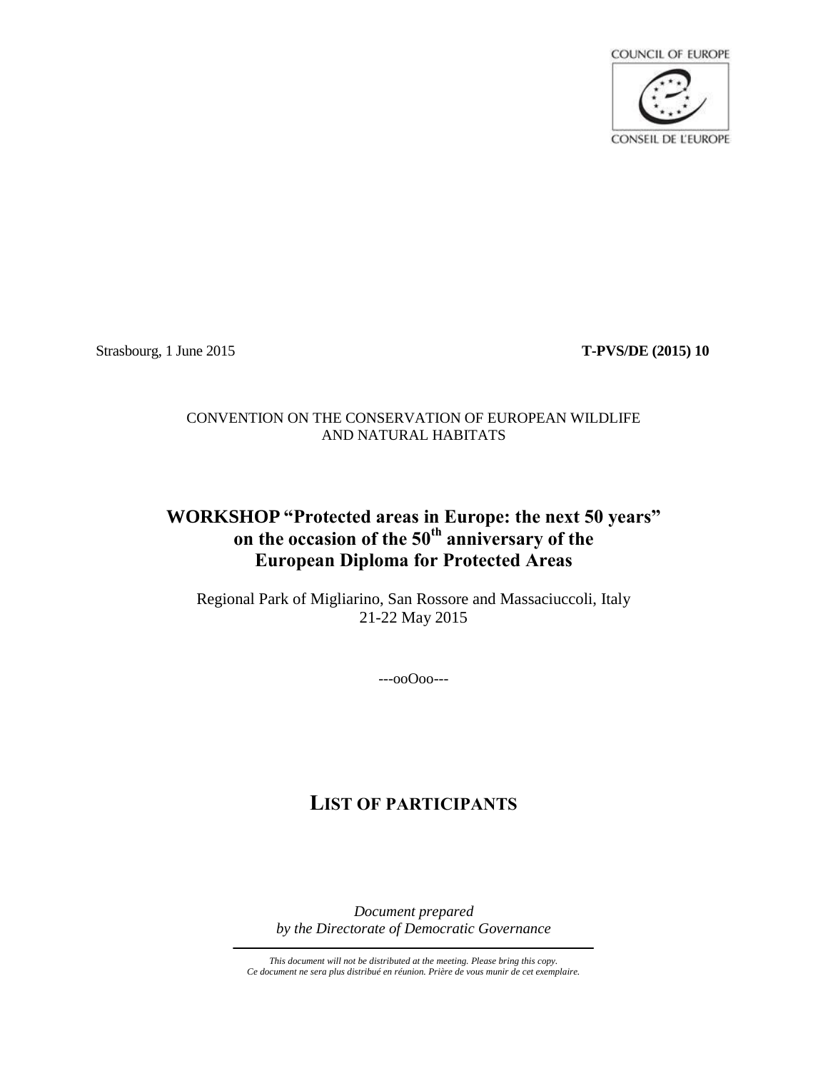COUNCIL OF EUROPE

CONSEIL DE L'EUROPE

Strasbourg, 1 June 2015 **T-PVS/DE (2015) 10**

CONVENTION ON THE CONSERVATION OF EUROPEAN WILDLIFE AND NATURAL HABITATS

# WORKSHOP "Protected areas in Europe: the next 50 years" on the occasion of the 50th anniversary of the European Diploma for Protected Areas

Regional Park of Migliarino, San Rossore and Massaciuccoli, Italy
21-22 May 2015

---ooOoo---

# LIST OF PARTICIPANTS

*Document prepared*
*by the Directorate of Democratic Governance*

*This document will not be distributed at the meeting. Please bring this copy.*
*Ce document ne sera plus distribué en réunion. Prière de vous munir de cet exemplaire.*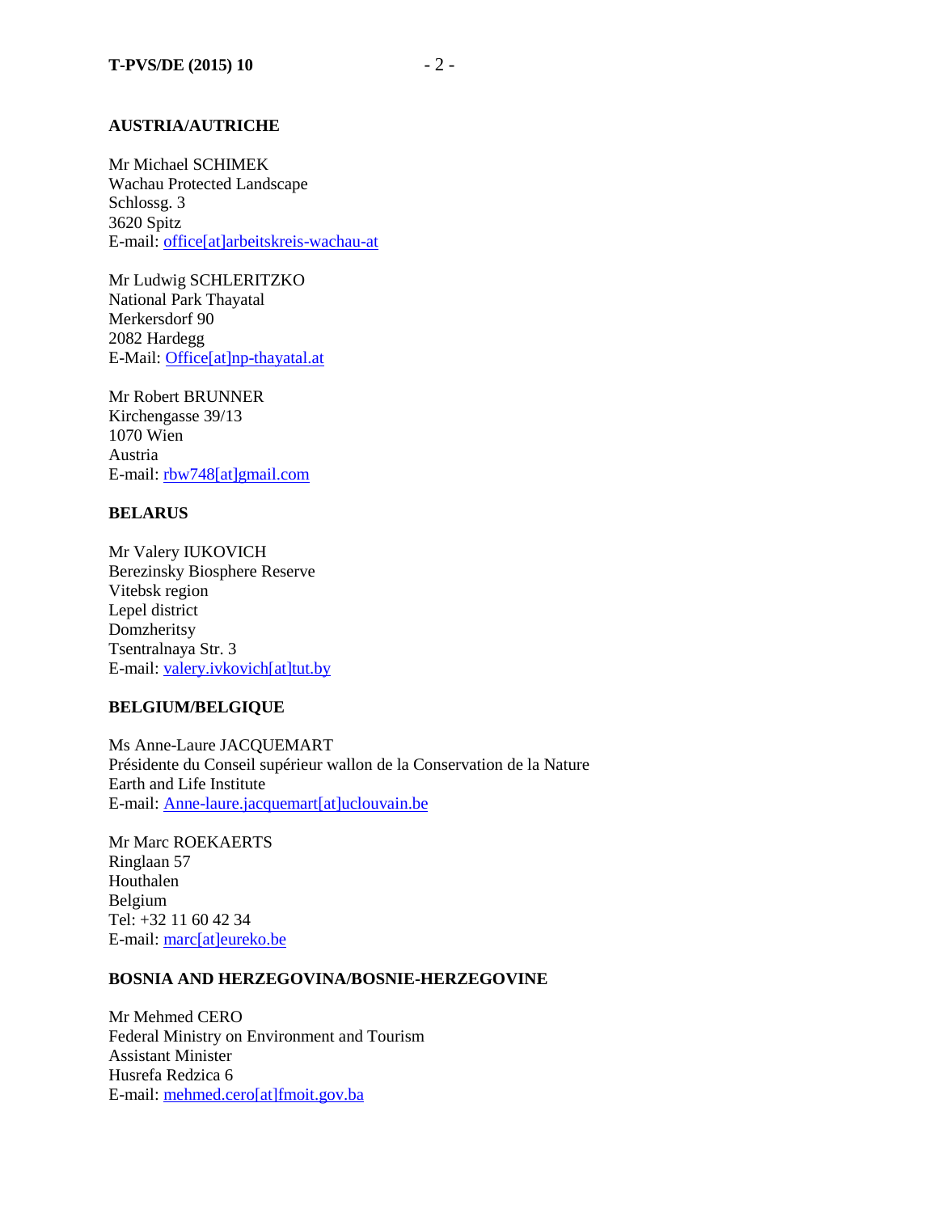## AUSTRIA/AUTRICHE

Mr Michael SCHIMEK
Wachau Protected Landscape
Schlossg. 3
3620 Spitz
E-mail: office[at]arbeitskreis-wachau-at

Mr Ludwig SCHLERITZKO
National Park Thayatal
Merkersdorf 90
2082 Hardegg
E-Mail: Office[at]np-thayatal.at

Mr Robert BRUNNER
Kirchengasse 39/13
1070 Wien
Austria
E-mail: rbw748[at]gmail.com

## BELARUS

Mr Valery IUKOVICH
Berezinsky Biosphere Reserve
Vitebsk region
Lepel district
Domzheritsy
Tsentralnaya Str. 3
E-mail: valery.ivkovich[at]tut.by

## BELGIUM/BELGIQUE

Ms Anne-Laure JACQUEMART
Présidente du Conseil supérieur wallon de la Conservation de la Nature
Earth and Life Institute
E-mail: Anne-laure.jacquemart[at]uclouvain.be

Mr Marc ROEKAERTS
Ringlaan 57
Houthalen
Belgium
Tel: +32 11 60 42 34
E-mail: marc[at]eureko.be

## BOSNIA AND HERZEGOVINA/BOSNIE-HERZEGOVINE

Mr Mehmed CERO
Federal Ministry on Environment and Tourism
Assistant Minister
Husrefa Redzica 6
E-mail: mehmed.cero[at]fmoit.gov.ba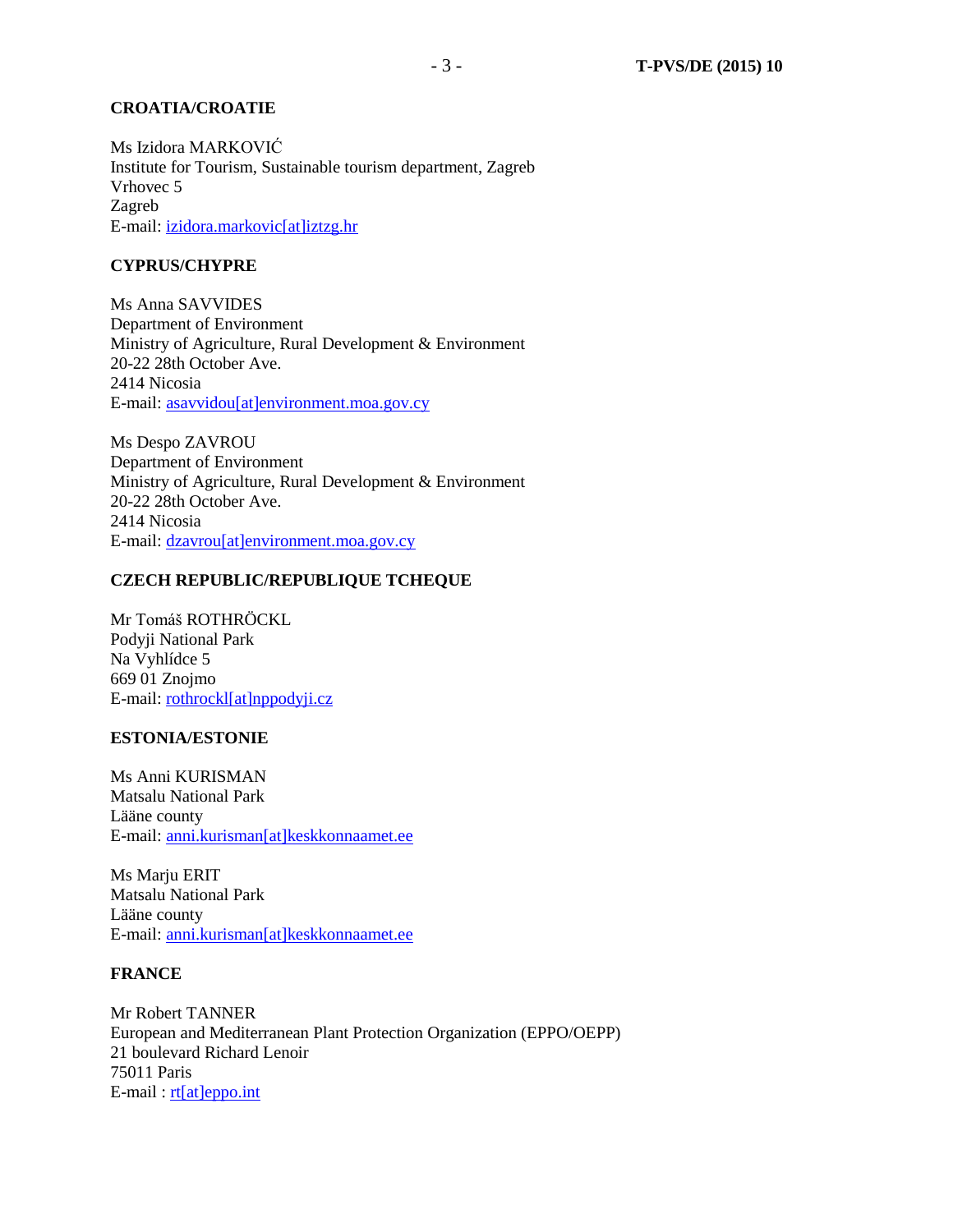**CROATIA/CROATIE**

Ms Izidora MARKOVIĆ
Institute for Tourism, Sustainable tourism department, Zagreb
Vrhovec 5
Zagreb
E-mail: izidora.markovic[at]iztzg.hr

**CYPRUS/CHYPRE**

Ms Anna SAVVIDES
Department of Environment
Ministry of Agriculture, Rural Development & Environment
20-22 28th October Ave.
2414 Nicosia
E-mail: asavvidou[at]environment.moa.gov.cy

Ms Despo ZAVROU
Department of Environment
Ministry of Agriculture, Rural Development & Environment
20-22 28th October Ave.
2414 Nicosia
E-mail: dzavrou[at]environment.moa.gov.cy

**CZECH REPUBLIC/REPUBLIQUE TCHEQUE**

Mr Tomáš ROTHRÖCKL
Podyji National Park
Na Vyhlídce 5
669 01 Znojmo
E-mail: rothrockl[at]nppodyji.cz

**ESTONIA/ESTONIE**

Ms Anni KURISMAN
Matsalu National Park
Lääne county
E-mail: anni.kurisman[at]keskkonnaamet.ee

Ms Marju ERIT
Matsalu National Park
Lääne county
E-mail: anni.kurisman[at]keskkonnaamet.ee

**FRANCE**

Mr Robert TANNER
European and Mediterranean Plant Protection Organization (EPPO/OEPP)
21 boulevard Richard Lenoir
75011 Paris
E-mail : rt[at]eppo.int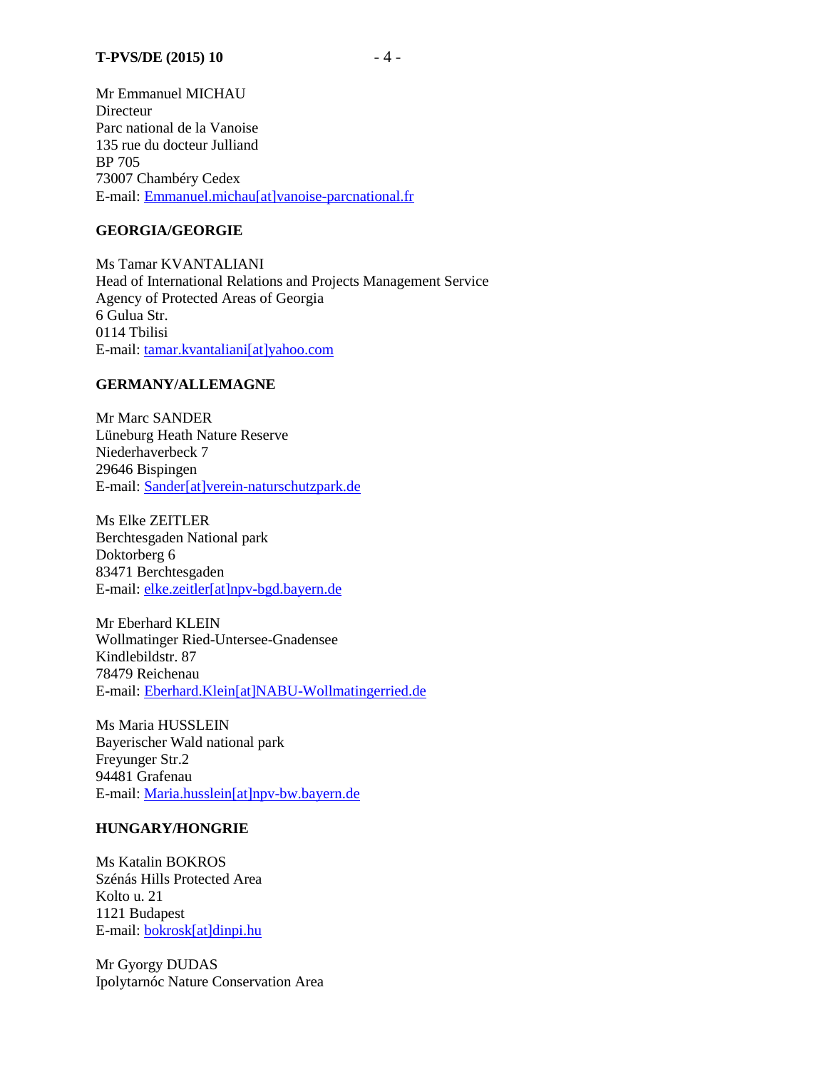Mr Emmanuel MICHAU
Directeur
Parc national de la Vanoise
135 rue du docteur Julliand
BP 705
73007 Chambéry Cedex
E-mail: Emmanuel.michau[at]vanoise-parcnational.fr

**GEORGIA/GEORGIE**

Ms Tamar KVANTALIANI
Head of International Relations and Projects Management Service
Agency of Protected Areas of Georgia
6 Gulua Str.
0114 Tbilisi
E-mail: tamar.kvantaliani[at]yahoo.com

**GERMANY/ALLEMAGNE**

Mr Marc SANDER
Lüneburg Heath Nature Reserve
Niederhaverbeck 7
29646 Bispingen
E-mail: Sander[at]verein-naturschutzpark.de

Ms Elke ZEITLER
Berchtesgaden National park
Doktorberg 6
83471 Berchtesgaden
E-mail: elke.zeitler[at]npv-bgd.bayern.de

Mr Eberhard KLEIN
Wollmatinger Ried-Untersee-Gnadensee
Kindlebildstr. 87
78479 Reichenau
E-mail: Eberhard.Klein[at]NABU-Wollmatingerried.de

Ms Maria HUSSLEIN
Bayerischer Wald national park
Freyunger Str.2
94481 Grafenau
E-mail: Maria.husslein[at]npv-bw.bayern.de

**HUNGARY/HONGRIE**

Ms Katalin BOKROS
Szénás Hills Protected Area
Kolto u. 21
1121 Budapest
E-mail: bokrosk[at]dinpi.hu

Mr Gyorgy DUDAS
Ipolytarnóc Nature Conservation Area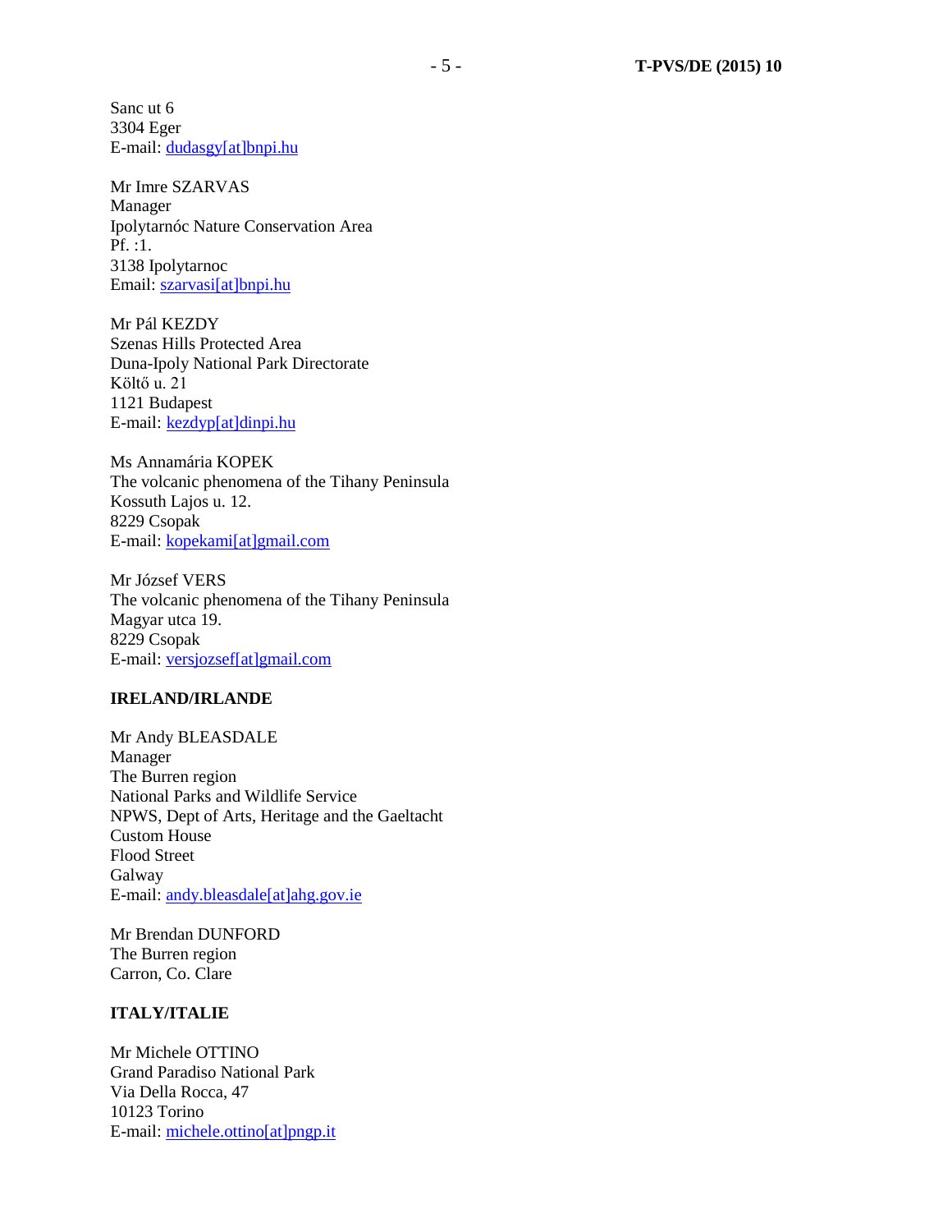Sanc ut 6
3304 Eger
E-mail: dudasgy[at]bnpi.hu

Mr Imre SZARVAS
Manager
Ipolytarnóc Nature Conservation Area
Pf. :1.
3138 Ipolytarnoc
Email: szarvasi[at]bnpi.hu

Mr Pál KEZDY
Szenas Hills Protected Area
Duna-Ipoly National Park Directorate
Költő u. 21
1121 Budapest
E-mail: kezdyp[at]dinpi.hu

Ms Annamária KOPEK
The volcanic phenomena of the Tihany Peninsula
Kossuth Lajos u. 12.
8229 Csopak
E-mail: kopekami[at]gmail.com

Mr József VERS
The volcanic phenomena of the Tihany Peninsula
Magyar utca 19.
8229 Csopak
E-mail: versjozsef[at]gmail.com

**IRELAND/IRLANDE**

Mr Andy BLEASDALE
Manager
The Burren region
National Parks and Wildlife Service
NPWS, Dept of Arts, Heritage and the Gaeltacht
Custom House
Flood Street
Galway
E-mail: andy.bleasdale[at]ahg.gov.ie

Mr Brendan DUNFORD
The Burren region
Carron, Co. Clare

**ITALY/ITALIE**

Mr Michele OTTINO
Grand Paradiso National Park
Via Della Rocca, 47
10123 Torino
E-mail: michele.ottino[at]pngp.it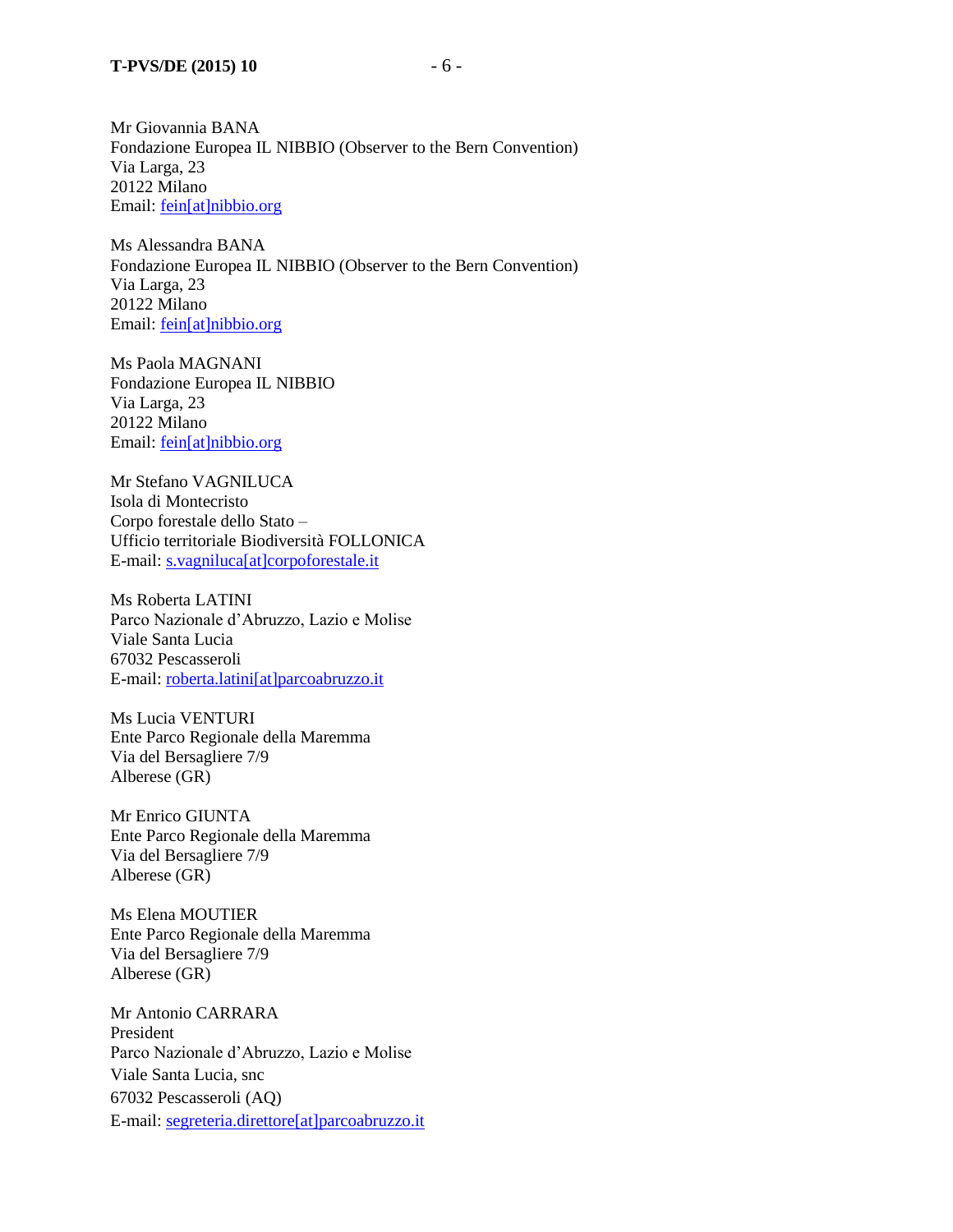Mr Giovannia BANA
Fondazione Europea IL NIBBIO (Observer to the Bern Convention)
Via Larga, 23
20122 Milano
Email: fein[at]nibbio.org

Ms Alessandra BANA
Fondazione Europea IL NIBBIO (Observer to the Bern Convention)
Via Larga, 23
20122 Milano
Email: fein[at]nibbio.org

Ms Paola MAGNANI
Fondazione Europea IL NIBBIO
Via Larga, 23
20122 Milano
Email: fein[at]nibbio.org

Mr Stefano VAGNILUCA
Isola di Montecristo
Corpo forestale dello Stato –
Ufficio territoriale Biodiversità FOLLONICA
E-mail: s.vagniluca[at]corpoforestale.it

Ms Roberta LATINI
Parco Nazionale d'Abruzzo, Lazio e Molise
Viale Santa Lucia
67032 Pescasseroli
E-mail: roberta.latini[at]parcoabruzzo.it

Ms Lucia VENTURI
Ente Parco Regionale della Maremma
Via del Bersagliere 7/9
Alberese (GR)

Mr Enrico GIUNTA
Ente Parco Regionale della Maremma
Via del Bersagliere 7/9
Alberese (GR)

Ms Elena MOUTIER
Ente Parco Regionale della Maremma
Via del Bersagliere 7/9
Alberese (GR)

Mr Antonio CARRARA
President
Parco Nazionale d'Abruzzo, Lazio e Molise
Viale Santa Lucia, snc
67032 Pescasseroli (AQ)
E-mail: segreteria.direttore[at]parcoabruzzo.it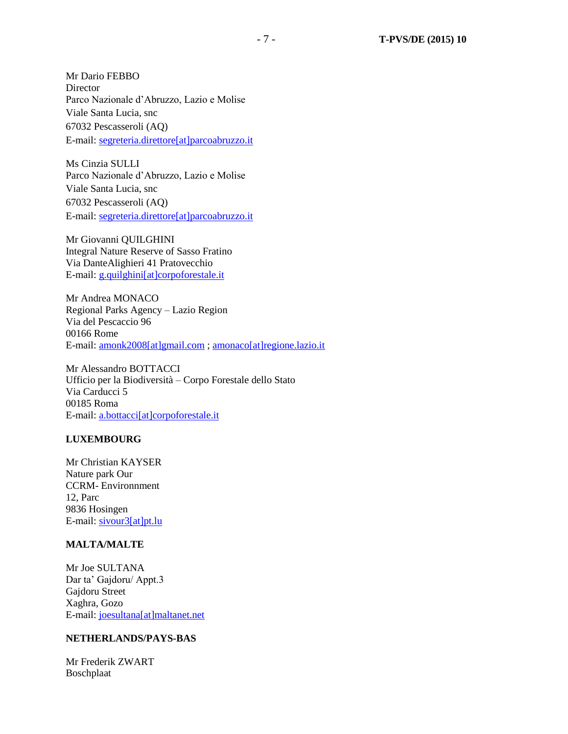Mr Dario FEBBO
Director
Parco Nazionale d'Abruzzo, Lazio e Molise
Viale Santa Lucia, snc
67032 Pescasseroli (AQ)
E-mail: segreteria.direttore[at]parcoabruzzo.it

Ms Cinzia SULLI
Parco Nazionale d'Abruzzo, Lazio e Molise
Viale Santa Lucia, snc
67032 Pescasseroli (AQ)
E-mail: segreteria.direttore[at]parcoabruzzo.it

Mr Giovanni QUILGHINI
Integral Nature Reserve of Sasso Fratino
Via DanteAlighieri 41 Pratovecchio
E-mail: g.quilghini[at]corpoforestale.it

Mr Andrea MONACO
Regional Parks Agency – Lazio Region
Via del Pescaccio 96
00166 Rome
E-mail: amonk2008[at]gmail.com ; amonaco[at]regione.lazio.it

Mr Alessandro BOTTACCI
Ufficio per la Biodiversità – Corpo Forestale dello Stato
Via Carducci 5
00185 Roma
E-mail: a.bottacci[at]corpoforestale.it

**LUXEMBOURG**

Mr Christian KAYSER
Nature park Our
CCRM- Environnment
12, Parc
9836 Hosingen
E-mail: sivour3[at]pt.lu

**MALTA/MALTE**

Mr Joe SULTANA
Dar ta' Gajdoru/ Appt.3
Gajdoru Street
Xaghra, Gozo
E-mail: joesultana[at]maltanet.net

**NETHERLANDS/PAYS-BAS**

Mr Frederik ZWART
Boschplaat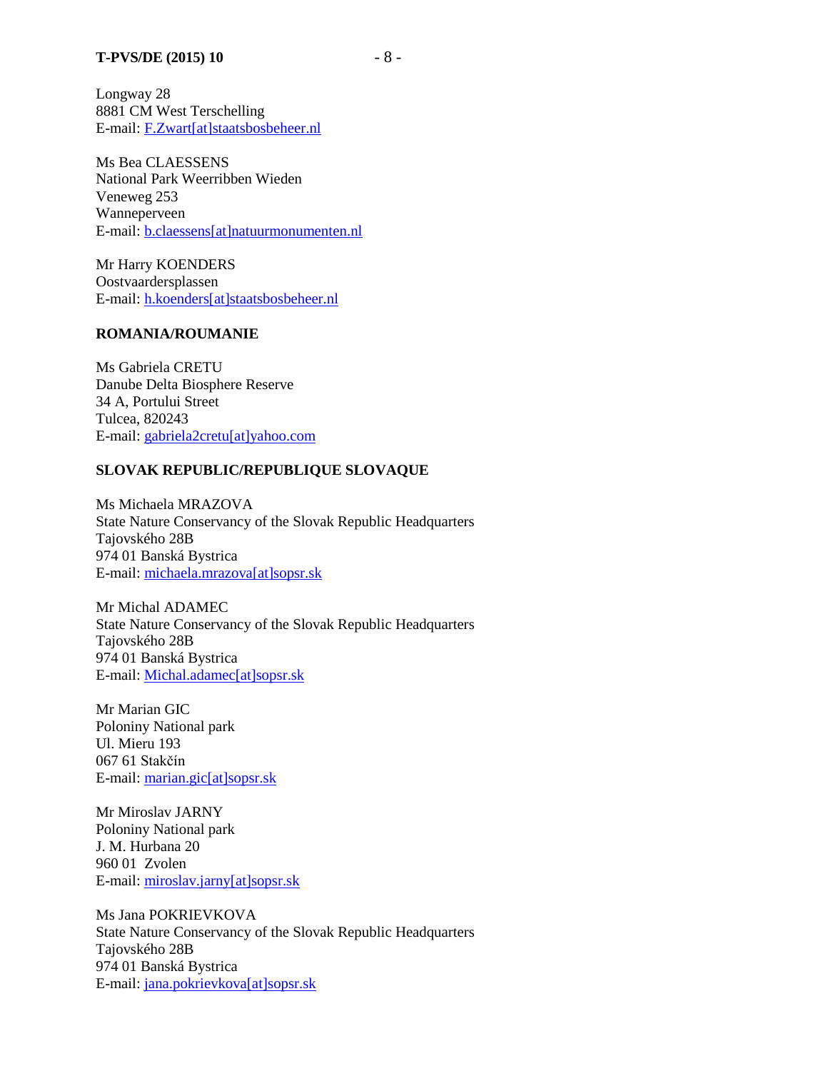Longway 28
8881 CM West Terschelling
E-mail: F.Zwart[at]staatsbosbeheer.nl

Ms Bea CLAESSENS
National Park Weerribben Wieden
Veneweg 253
Wanneperveen
E-mail: b.claessens[at]natuurmonumenten.nl

Mr Harry KOENDERS
Oostvaardersplassen
E-mail: h.koenders[at]staatsbosbeheer.nl

**ROMANIA/ROUMANIE**

Ms Gabriela CRETU
Danube Delta Biosphere Reserve
34 A, Portului Street
Tulcea, 820243
E-mail: gabriela2cretu[at]yahoo.com

**SLOVAK REPUBLIC/REPUBLIQUE SLOVAQUE**

Ms Michaela MRAZOVA
State Nature Conservancy of the Slovak Republic Headquarters
Tajovského 28B
974 01 Banská Bystrica
E-mail: michaela.mrazova[at]sopsr.sk

Mr Michal ADAMEC
State Nature Conservancy of the Slovak Republic Headquarters
Tajovského 28B
974 01 Banská Bystrica
E-mail: Michal.adamec[at]sopsr.sk

Mr Marian GIC
Poloniny National park
Ul. Mieru 193
067 61 Stakčín
E-mail: marian.gic[at]sopsr.sk

Mr Miroslav JARNY
Poloniny National park
J. M. Hurbana 20
960 01 Zvolen
E-mail: miroslav.jarny[at]sopsr.sk

Ms Jana POKRIEVKOVA
State Nature Conservancy of the Slovak Republic Headquarters
Tajovského 28B
974 01 Banská Bystrica
E-mail: jana.pokrievkova[at]sopsr.sk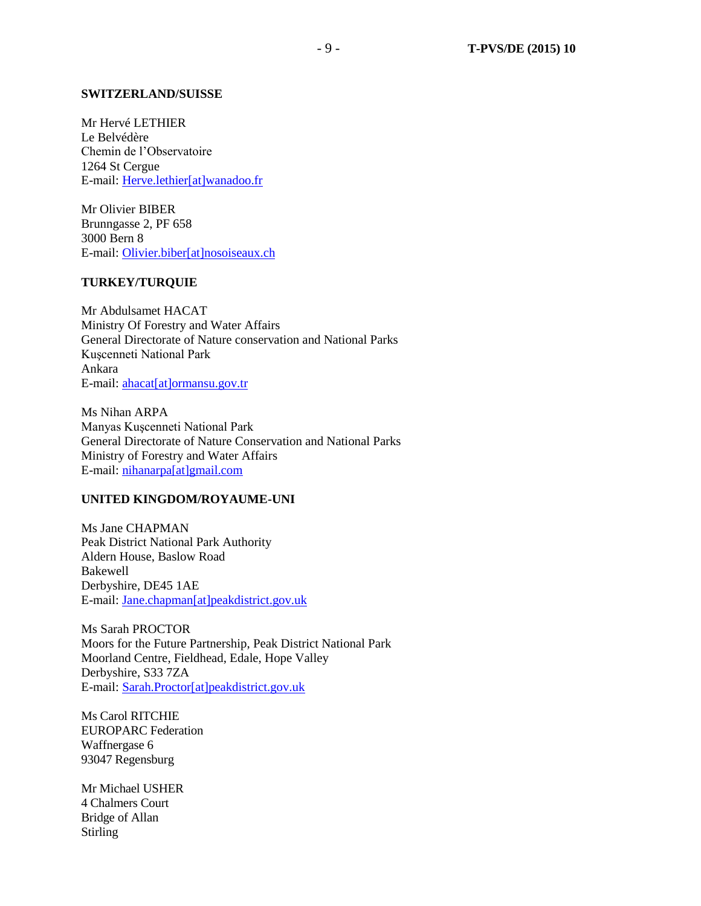**SWITZERLAND/SUISSE**

Mr Hervé LETHIER
Le Belvédère
Chemin de l'Observatoire
1264 St Cergue
E-mail: Herve.lethier[at]wanadoo.fr

Mr Olivier BIBER
Brunngasse 2, PF 658
3000 Bern 8
E-mail: Olivier.biber[at]nosoiseaux.ch

**TURKEY/TURQUIE**

Mr Abdulsamet HACAT
Ministry Of Forestry and Water Affairs
General Directorate of Nature conservation and National Parks
Kuşcenneti National Park
Ankara
E-mail: ahacat[at]ormansu.gov.tr

Ms Nihan ARPA
Manyas Kuşcenneti National Park
General Directorate of Nature Conservation and National Parks
Ministry of Forestry and Water Affairs
E-mail: nihanarpa[at]gmail.com

**UNITED KINGDOM/ROYAUME-UNI**

Ms Jane CHAPMAN
Peak District National Park Authority
Aldern House, Baslow Road
Bakewell
Derbyshire, DE45 1AE
E-mail: Jane.chapman[at]peakdistrict.gov.uk

Ms Sarah PROCTOR
Moors for the Future Partnership, Peak District National Park
Moorland Centre, Fieldhead, Edale, Hope Valley
Derbyshire, S33 7ZA
E-mail: Sarah.Proctor[at]peakdistrict.gov.uk

Ms Carol RITCHIE
EUROPARC Federation
Waffnergase 6
93047 Regensburg

Mr Michael USHER
4 Chalmers Court
Bridge of Allan
Stirling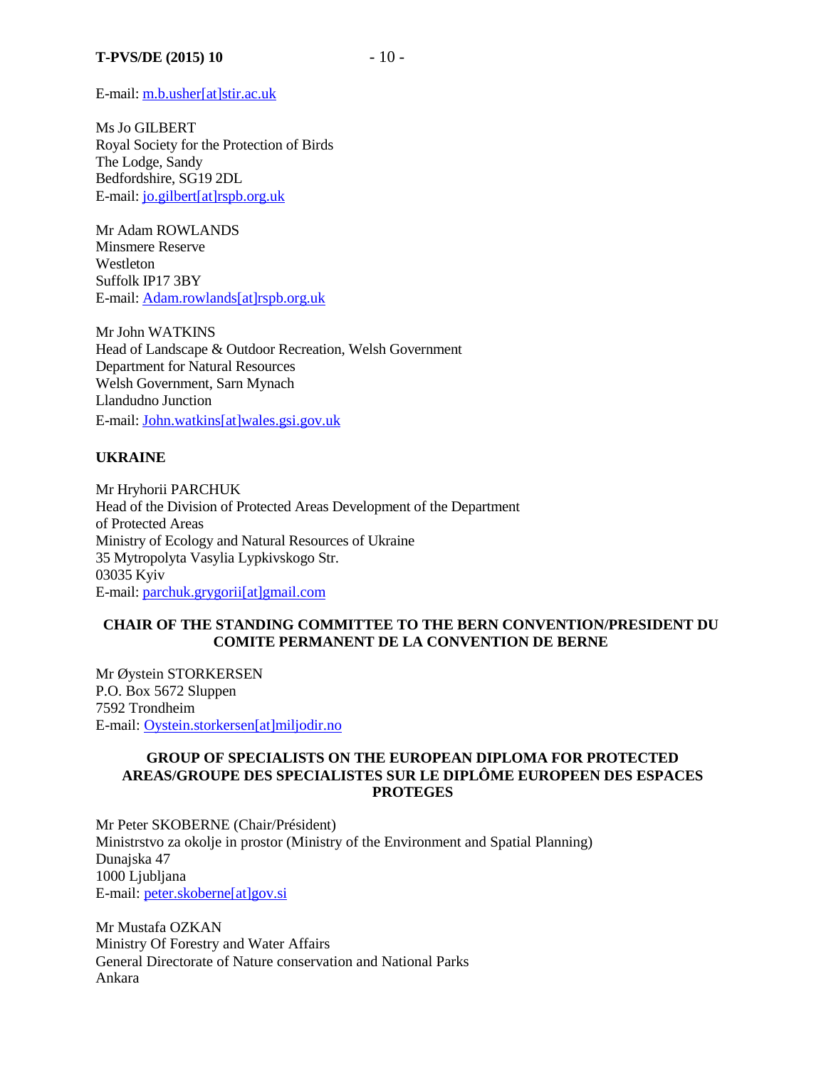E-mail: m.b.usher[at]stir.ac.uk

Ms Jo GILBERT
Royal Society for the Protection of Birds
The Lodge, Sandy
Bedfordshire, SG19 2DL
E-mail: jo.gilbert[at]rspb.org.uk

Mr Adam ROWLANDS
Minsmere Reserve
Westleton
Suffolk IP17 3BY
E-mail: Adam.rowlands[at]rspb.org.uk

Mr John WATKINS
Head of Landscape & Outdoor Recreation, Welsh Government
Department for Natural Resources
Welsh Government, Sarn Mynach
Llandudno Junction
E-mail: John.watkins[at]wales.gsi.gov.uk

**UKRAINE**

Mr Hryhorii PARCHUK
Head of the Division of Protected Areas Development of the Department of Protected Areas
Ministry of Ecology and Natural Resources of Ukraine
35 Mytropolyta Vasylia Lypkivskogo Str.
03035 Kyiv
E-mail: parchuk.grygorii[at]gmail.com

**CHAIR OF THE STANDING COMMITTEE TO THE BERN CONVENTION/PRESIDENT DU COMITE PERMANENT DE LA CONVENTION DE BERNE**

Mr Øystein STORKERSEN
P.O. Box 5672 Sluppen
7592 Trondheim
E-mail: Oystein.storkersen[at]miljodir.no

**GROUP OF SPECIALISTS ON THE EUROPEAN DIPLOMA FOR PROTECTED AREAS/GROUPE DES SPECIALISTES SUR LE DIPLÔME EUROPEEN DES ESPACES PROTEGES**

Mr Peter SKOBERNE (Chair/Président)
Ministrstvo za okolje in prostor (Ministry of the Environment and Spatial Planning)
Dunajska 47
1000 Ljubljana
E-mail: peter.skoberne[at]gov.si

Mr Mustafa OZKAN
Ministry Of Forestry and Water Affairs
General Directorate of Nature conservation and National Parks
Ankara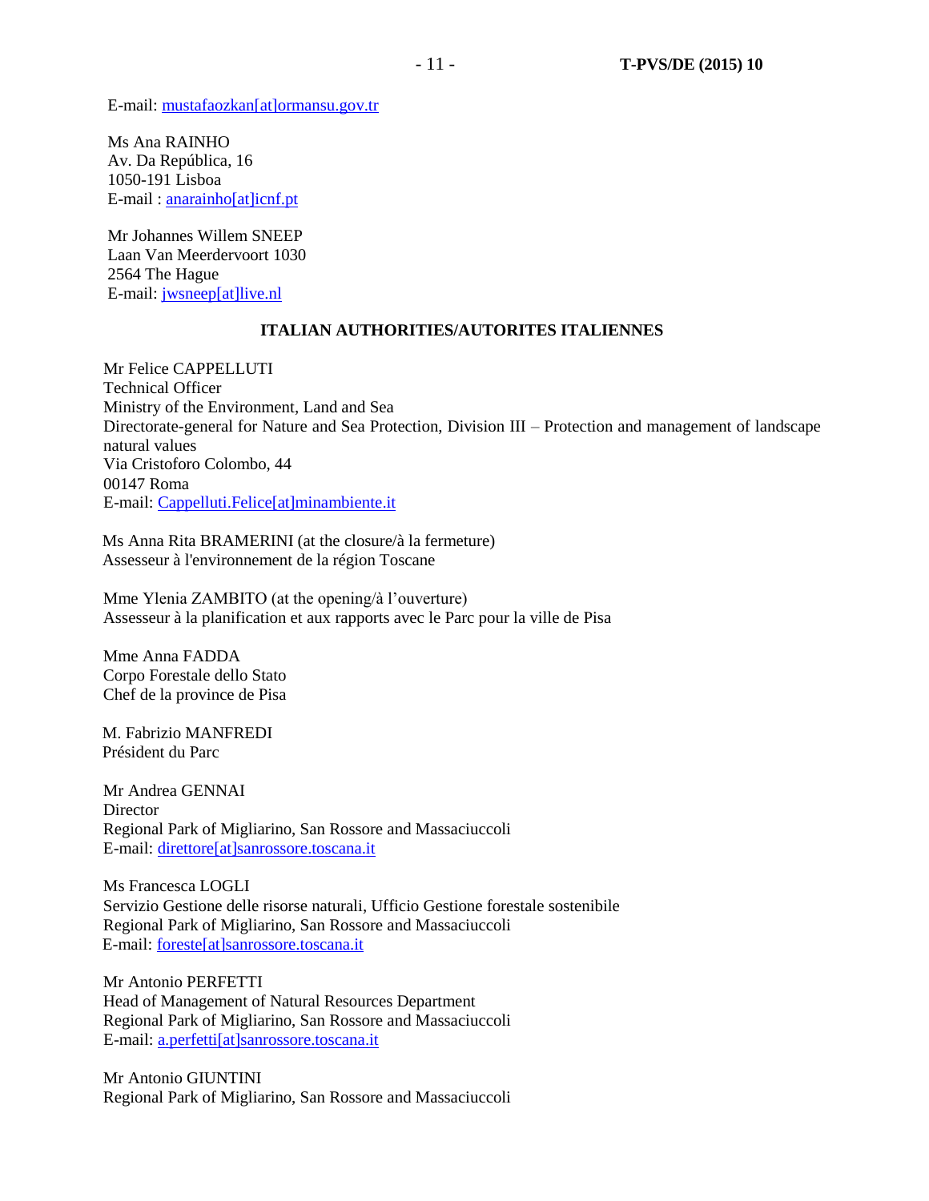E-mail: mustafaozkan[at]ormansu.gov.tr

Ms Ana RAINHO
Av. Da República, 16
1050-191 Lisboa
E-mail : anarainho[at]icnf.pt

Mr Johannes Willem SNEEP
Laan Van Meerdervoort 1030
2564 The Hague
E-mail: jwsneep[at]live.nl

**ITALIAN AUTHORITIES/AUTORITES ITALIENNES**

Mr Felice CAPPELLUTI
Technical Officer
Ministry of the Environment, Land and Sea
Directorate-general for Nature and Sea Protection, Division III – Protection and management of landscape natural values
Via Cristoforo Colombo, 44
00147 Roma
E-mail: Cappelluti.Felice[at]minambiente.it

Ms Anna Rita BRAMERINI (at the closure/à la fermeture)
Assesseur à l'environnement de la région Toscane

Mme Ylenia ZAMBITO (at the opening/à l'ouverture)
Assesseur à la planification et aux rapports avec le Parc pour la ville de Pisa

Mme Anna FADDA
Corpo Forestale dello Stato
Chef de la province de Pisa

M. Fabrizio MANFREDI
Président du Parc

Mr Andrea GENNAI
Director
Regional Park of Migliarino, San Rossore and Massaciuccoli
E-mail: direttore[at]sanrossore.toscana.it

Ms Francesca LOGLI
Servizio Gestione delle risorse naturali, Ufficio Gestione forestale sostenibile
Regional Park of Migliarino, San Rossore and Massaciuccoli
E-mail: foreste[at]sanrossore.toscana.it

Mr Antonio PERFETTI
Head of Management of Natural Resources Department
Regional Park of Migliarino, San Rossore and Massaciuccoli
E-mail: a.perfetti[at]sanrossore.toscana.it

Mr Antonio GIUNTINI
Regional Park of Migliarino, San Rossore and Massaciuccoli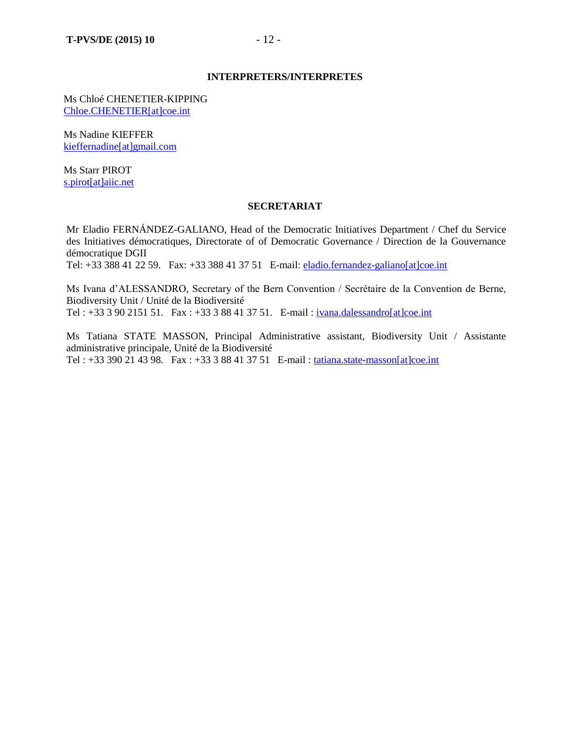**INTERPRETERS/INTERPRETES**

Ms Chloé CHENETIER-KIPPING
Chloe.CHENETIER[at]coe.int

Ms Nadine KIEFFER
kieffernadine[at]gmail.com

Ms Starr PIROT
s.pirot[at]aiic.net

**SECRETARIAT**

Mr Eladio FERNÁNDEZ-GALIANO, Head of the Democratic Initiatives Department / Chef du Service des Initiatives démocratiques, Directorate of of Democratic Governance / Direction de la Gouvernance démocratique DGII
Tel: +33 388 41 22 59. Fax: +33 388 41 37 51 E-mail: eladio.fernandez-galiano[at]coe.int

Ms Ivana d'ALESSANDRO, Secretary of the Bern Convention / Secrétaire de la Convention de Berne, Biodiversity Unit / Unité de la Biodiversité
Tel : +33 3 90 2151 51. Fax : +33 3 88 41 37 51. E-mail : ivana.dalessandro[at]coe.int

Ms Tatiana STATE MASSON, Principal Administrative assistant, Biodiversity Unit / Assistante administrative principale, Unité de la Biodiversité
Tel : +33 390 21 43 98. Fax : +33 3 88 41 37 51 E-mail : tatiana.state-masson[at]coe.int